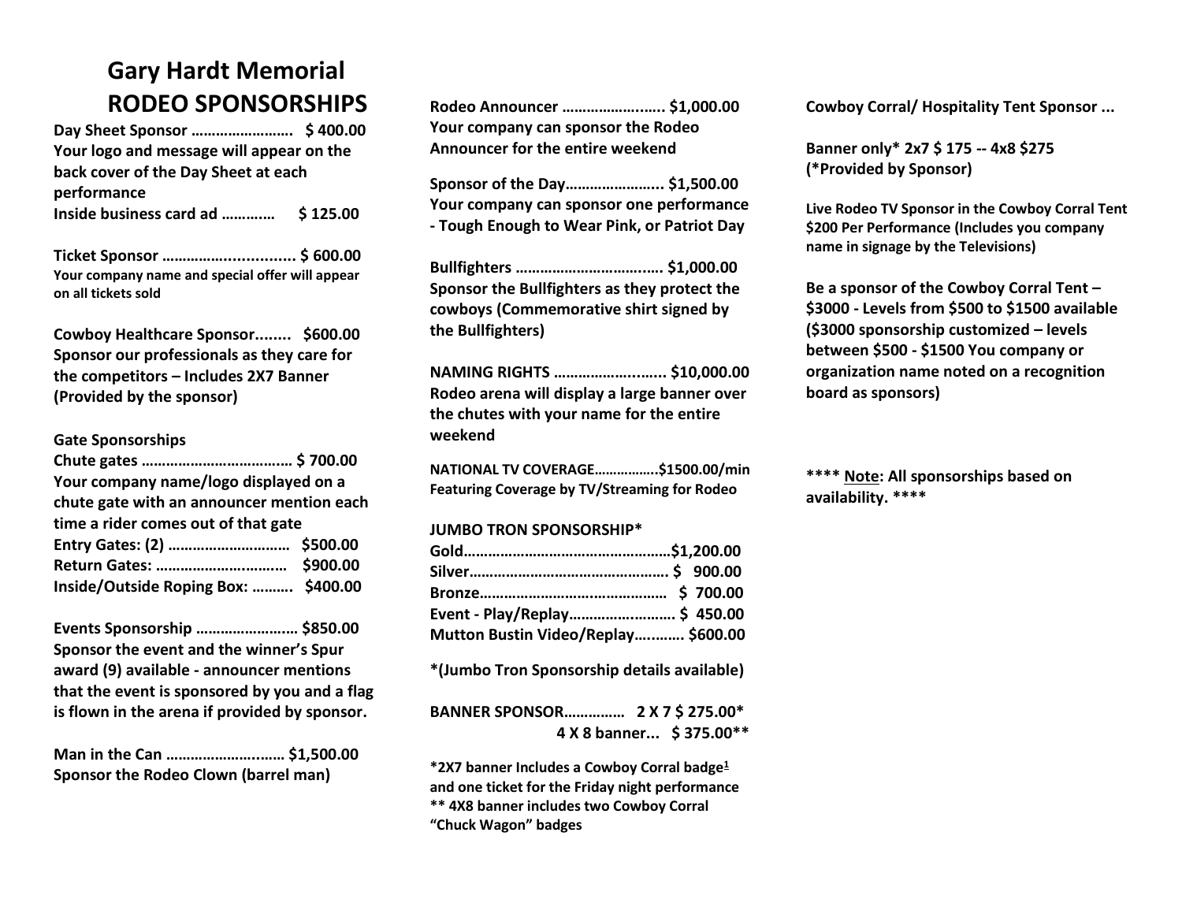# Gary Hardt Memorial RODEO SPONSORSHIPS

**Day Sheet Sponsor …………………… $ 400.00**
**Your logo and message will appear on the back cover of the Day Sheet at each performance**
**Inside business card ad ………… $ 125.00**

**Ticket Sponsor …………….............. $ 600.00**
**Your company name and special offer will appear on all tickets sold**

**Cowboy Healthcare Sponsor........ $600.00**
**Sponsor our professionals as they care for the competitors – Includes 2X7 Banner (Provided by the sponsor)**

**Gate Sponsorships**
**Chute gates …………………………….… $ 700.00**
**Your company name/logo displayed on a chute gate with an announcer mention each time a rider comes out of that gate**
**Entry Gates: (2) ……………………….. $500.00**
**Return Gates: ………………………… $900.00**
**Inside/Outside Roping Box: ………. $400.00**

**Events Sponsorship …………………… $850.00**
**Sponsor the event and the winner's Spur award (9) available - announcer mentions that the event is sponsored by you and a flag is flown in the arena if provided by sponsor.**

**Man in the Can ……………………..…. $1,500.00**
**Sponsor the Rodeo Clown (barrel man)**

**Rodeo Announcer …………………..... $1,000.00**
**Your company can sponsor the Rodeo Announcer for the entire weekend**

**Sponsor of the Day………………….... $1,500.00**
**Your company can sponsor one performance - Tough Enough to Wear Pink, or Patriot Day**

**Bullfighters …………………………..…. $1,000.00**
**Sponsor the Bullfighters as they protect the cowboys (Commemorative shirt signed by the Bullfighters)**

**NAMING RIGHTS …………………...... $10,000.00**
**Rodeo arena will display a large banner over the chutes with your name for the entire weekend**

**NATIONAL TV COVERAGE……………..$1500.00/min**
**Featuring Coverage by TV/Streaming for Rodeo**

**JUMBO TRON SPONSORSHIP***
**Gold……………………………………………$1,200.00**
**Silver…………………………………………. $ 900.00**
**Bronze……………………….……………… $ 700.00**
**Event - Play/Replay…………….……… $ 450.00**
**Mutton Bustin Video/Replay…..……. $600.00**

***(Jumbo Tron Sponsorship details available)**

**BANNER SPONSOR…………… 2 X 7 $ 275.00***
**4 X 8 banner... $ 375.00****

***2X7 banner Includes a Cowboy Corral badge[1] and one ticket for the Friday night performance**
**** 4X8 banner includes two Cowboy Corral "Chuck Wagon" badges**

**Cowboy Corral/ Hospitality Tent Sponsor ...**

**Banner only* 2x7 $ 175 -- 4x8 $275 (*Provided by Sponsor)**

**Live Rodeo TV Sponsor in the Cowboy Corral Tent $200 Per Performance (Includes you company name in signage by the Televisions)**

**Be a sponsor of the Cowboy Corral Tent – $3000 - Levels from $500 to $1500 available ($3000 sponsorship customized – levels between $500 - $1500 You company or organization name noted on a recognition board as sponsors)**

**\*\*\*\* Note: All sponsorships based on availability. \*\*\*\***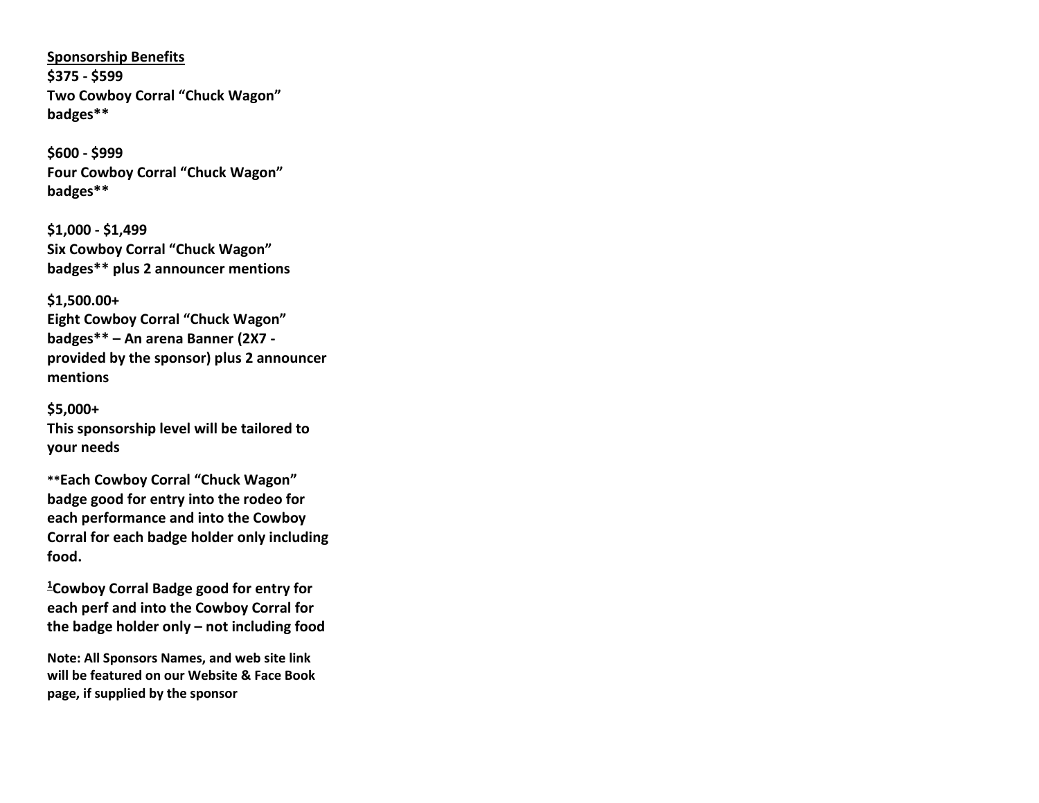**<u>Sponsorship Benefits</u>**

**$375 - $599**
**Two Cowboy Corral "Chuck Wagon" badges****

**$600 - $999**
**Four Cowboy Corral "Chuck Wagon" badges****

**$1,000 - $1,499**
**Six Cowboy Corral "Chuck Wagon" badges** plus 2 announcer mentions**

**$1,500.00+**
**Eight Cowboy Corral "Chuck Wagon" badges** – An arena Banner (2X7 - provided by the sponsor) plus 2 announcer mentions**

**$5,000+**
**This sponsorship level will be tailored to your needs**

****Each Cowboy Corral "Chuck Wagon" badge good for entry into the rodeo for each performance and into the Cowboy Corral for each badge holder only including food.**

**[1]Cowboy Corral Badge good for entry for each perf and into the Cowboy Corral for the badge holder only – not including food**

**Note: All Sponsors Names, and web site link will be featured on our Website & Face Book page, if supplied by the sponsor**